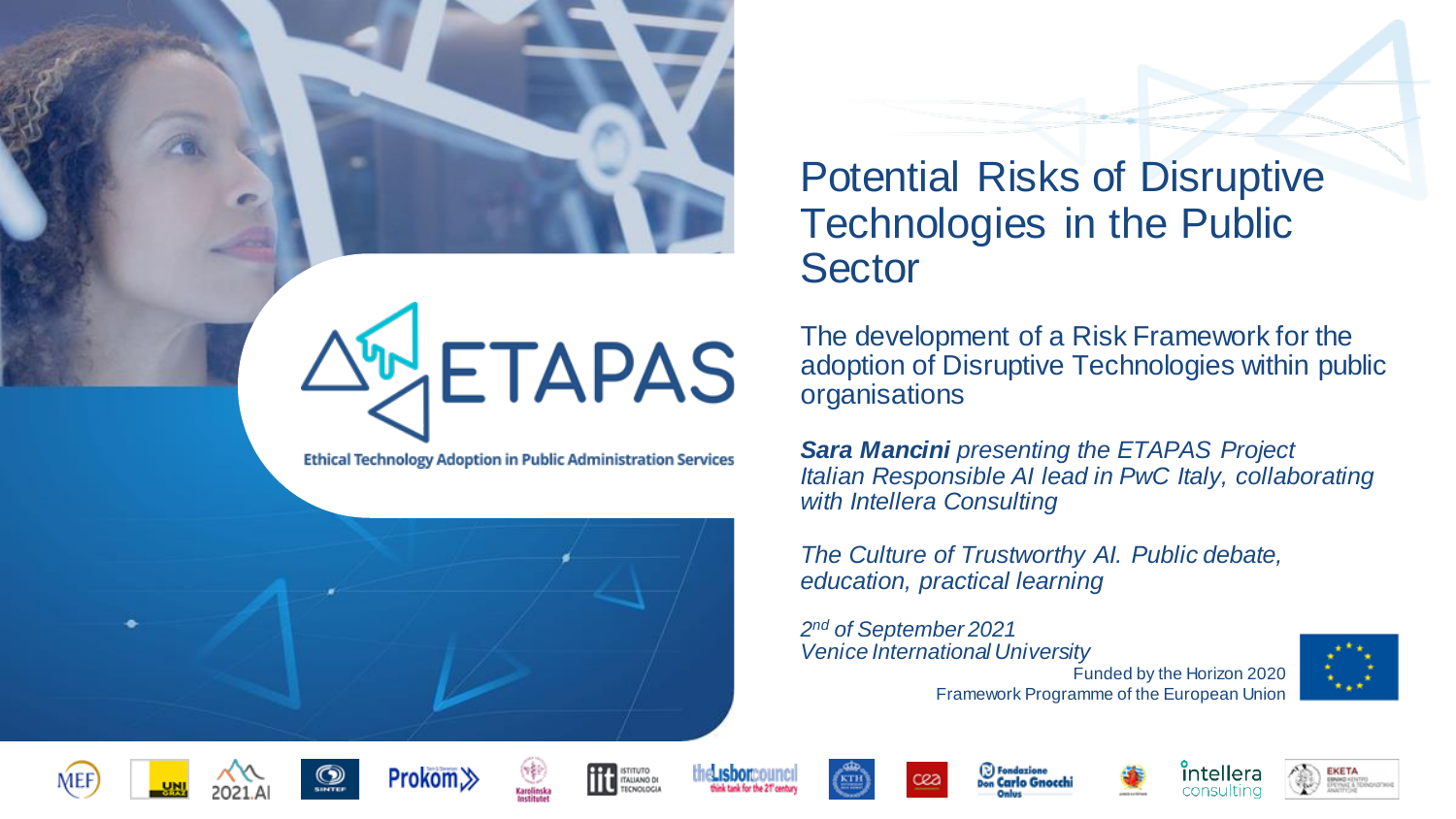# Potential Risks of Disruptive Technologies in the Public Sector

ETAPAS

Ethical Technology Adoption in Public Administration Services

The development of a Risk Framework for the adoption of Disruptive Technologies within public organisations

***Sara Mancini*** *presenting the ETAPAS Project*
*Italian Responsible AI lead in PwC Italy, collaborating with Intellera Consulting*

*The Culture of Trustworthy AI. Public debate, education, practical learning*

*2nd of September 2021*
*Venice International University*

Funded by the Horizon 2020 Framework Programme of the European Union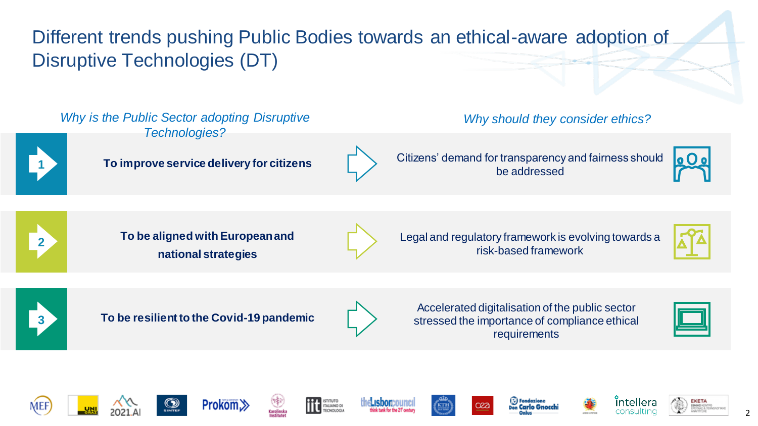# Different trends pushing Public Bodies towards an ethical-aware adoption of Disruptive Technologies (DT)

| | *Why is the Public Sector adopting Disruptive Technologies?* | *Why should they consider ethics?* |
|---|---|---|
| 1 | **To improve service delivery for citizens** | Citizens' demand for transparency and fairness should be addressed |
| 2 | **To be aligned with European and national strategies** | Legal and regulatory framework is evolving towards a risk-based framework |
| 3 | **To be resilient to the Covid-19 pandemic** | Accelerated digitalisation of the public sector stressed the importance of compliance ethical requirements |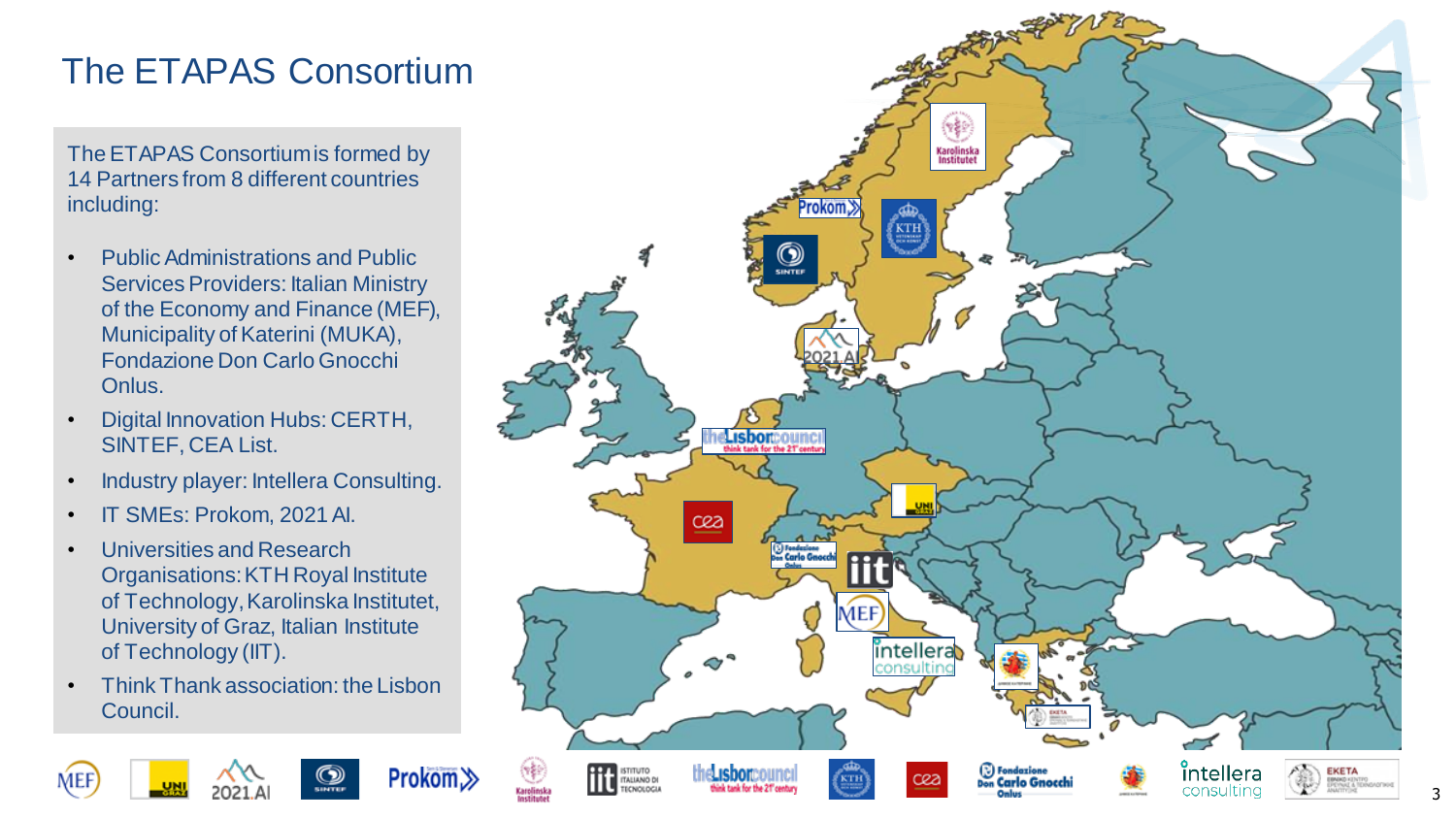# The ETAPAS Consortium

The ETAPAS Consortium is formed by 14 Partners from 8 different countries including:

- Public Administrations and Public Services Providers: Italian Ministry of the Economy and Finance (MEF), Municipality of Katerini (MUKA), Fondazione Don Carlo Gnocchi Onlus.
- Digital Innovation Hubs: CERTH, SINTEF, CEA List.
- Industry player: Intellera Consulting.
- IT SMEs: Prokom, 2021 AI.
- Universities and Research Organisations: KTH Royal Institute of Technology, Karolinska Institutet, University of Graz, Italian Institute of Technology (IIT).
- Think Thank association: the Lisbon Council.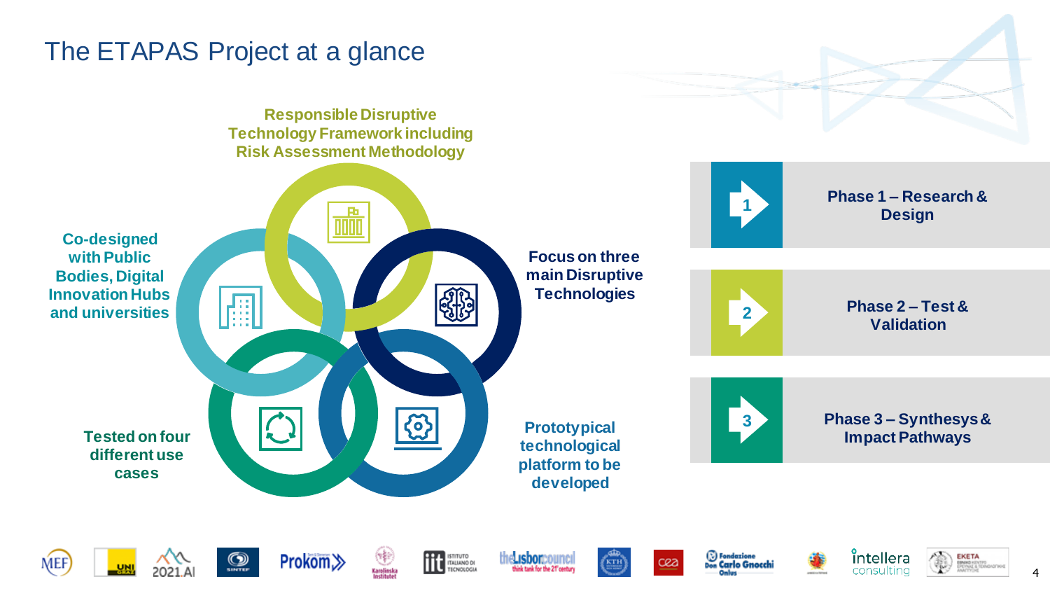# The ETAPAS Project at a glance

- **Responsible Disruptive Technology Framework including Risk Assessment Methodology**
- **Focus on three main Disruptive Technologies**
- **Prototypical technological platform to be developed**
- **Tested on four different use cases**
- **Co-designed with Public Bodies, Digital Innovation Hubs and universities**

1. **Phase 1 – Research & Design**
2. **Phase 2 – Test & Validation**
3. **Phase 3 – Synthesys & Impact Pathways**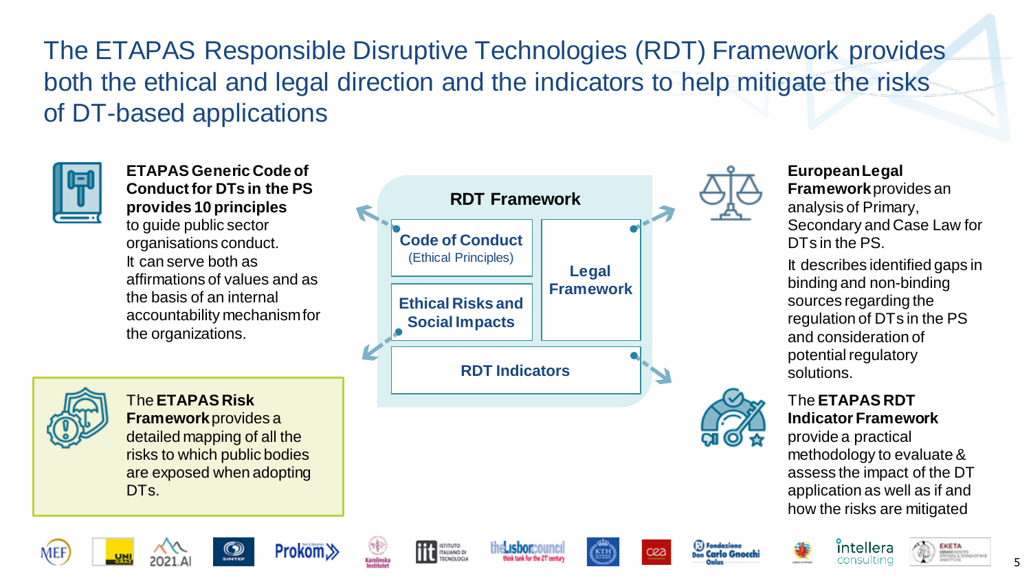# The ETAPAS Responsible Disruptive Technologies (RDT) Framework provides both the ethical and legal direction and the indicators to help mitigate the risks of DT-based applications

**ETAPAS Generic Code of Conduct for DTs in the PS provides 10 principles** to guide public sector organisations conduct. It can serve both as affirmations of values and as the basis of an internal accountability mechanism for the organizations.

The **ETAPAS Risk Framework** provides a detailed mapping of all the risks to which public bodies are exposed when adopting DTs.

**RDT Framework**

- **Code of Conduct** (Ethical Principles)
- **Ethical Risks and Social Impacts**
- **Legal Framework**
- **RDT Indicators**

**European Legal Framework** provides an analysis of Primary, Secondary and Case Law for DTs in the PS.

It describes identified gaps in binding and non-binding sources regarding the regulation of DTs in the PS and consideration of potential regulatory solutions.

The **ETAPAS RDT Indicator Framework** provide a practical methodology to evaluate & assess the impact of the DT application as well as if and how the risks are mitigated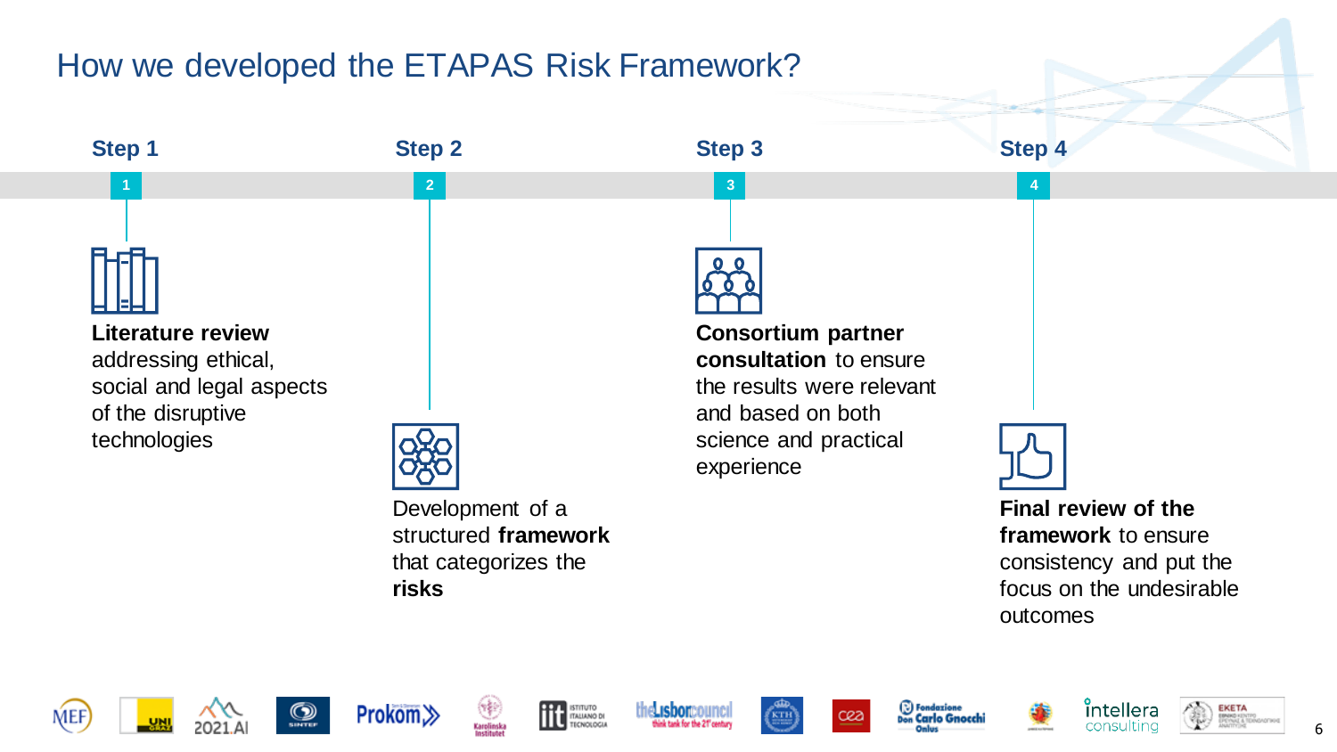# How we developed the ETAPAS Risk Framework?

## Step 1

**Literature review** addressing ethical, social and legal aspects of the disruptive technologies

## Step 2

Development of a structured **framework** that categorizes the **risks**

## Step 3

**Consortium partner consultation** to ensure the results were relevant and based on both science and practical experience

## Step 4

**Final review of the framework** to ensure consistency and put the focus on the undesirable outcomes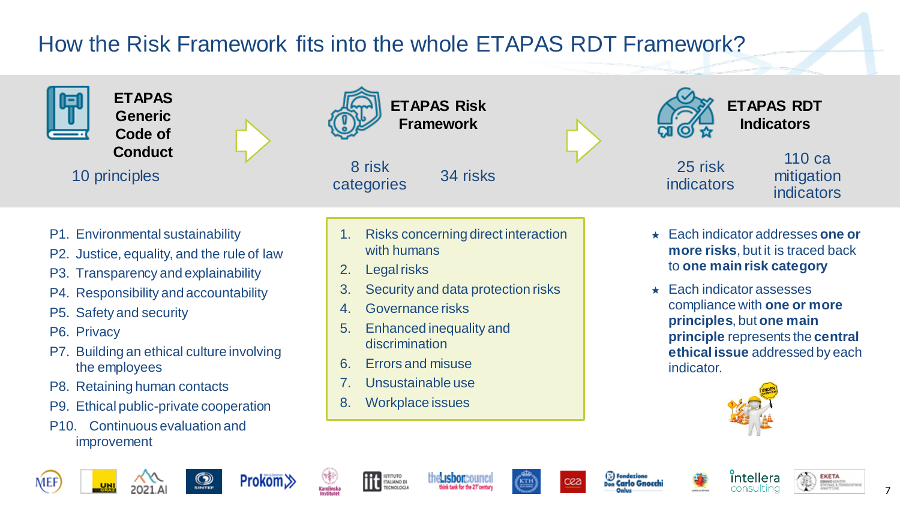# How the Risk Framework fits into the whole ETAPAS RDT Framework?

| ETAPAS Generic Code of Conduct | ETAPAS Risk Framework | ETAPAS RDT Indicators |
| --- | --- | --- |
| 10 principles | 8 risk categories · 34 risks | 25 risk indicators · 110 ca mitigation indicators |

P1. Environmental sustainability
P2. Justice, equality, and the rule of law
P3. Transparency and explainability
P4. Responsibility and accountability
P5. Safety and security
P6. Privacy
P7. Building an ethical culture involving the employees
P8. Retaining human contacts
P9. Ethical public-private cooperation
P10. Continuous evaluation and improvement

1. Risks concerning direct interaction with humans
2. Legal risks
3. Security and data protection risks
4. Governance risks
5. Enhanced inequality and discrimination
6. Errors and misuse
7. Unsustainable use
8. Workplace issues

- Each indicator addresses **one or more risks**, but it is traced back to **one main risk category**
- Each indicator assesses compliance with **one or more principles**, but **one main principle** represents the **central ethical issue** addressed by each indicator.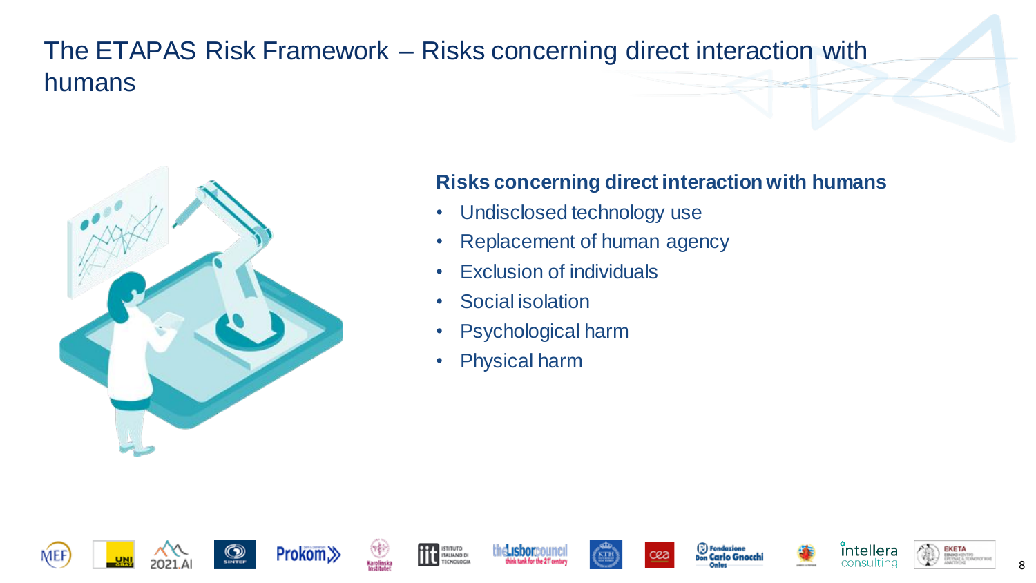# The ETAPAS Risk Framework – Risks concerning direct interaction with humans

**Risks concerning direct interaction with humans**

- Undisclosed technology use
- Replacement of human agency
- Exclusion of individuals
- Social isolation
- Psychological harm
- Physical harm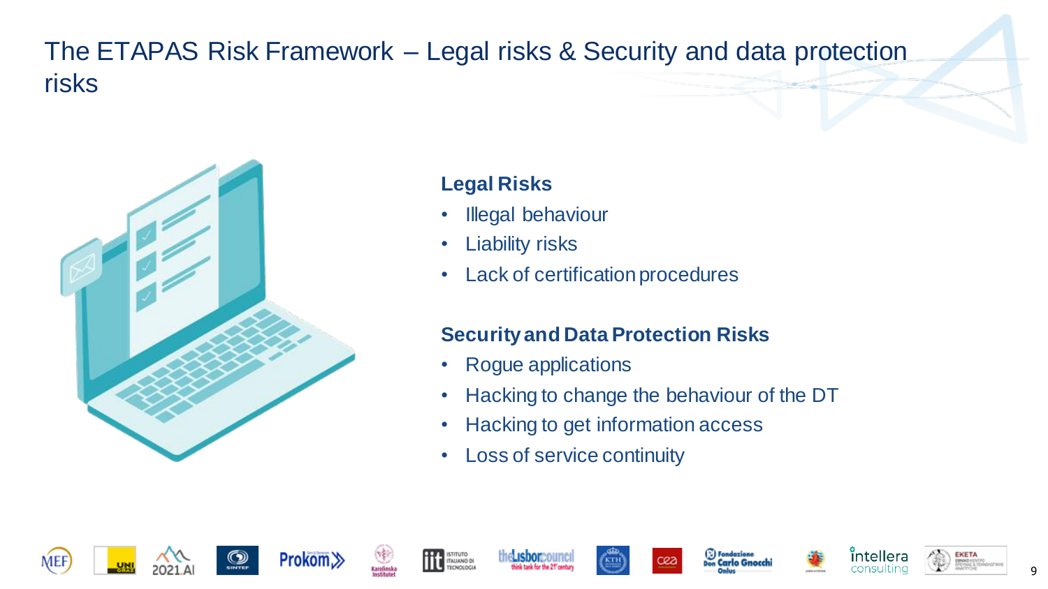# The ETAPAS Risk Framework – Legal risks & Security and data protection risks

**Legal Risks**

- Illegal behaviour
- Liability risks
- Lack of certification procedures

**Security and Data Protection Risks**

- Rogue applications
- Hacking to change the behaviour of the DT
- Hacking to get information access
- Loss of service continuity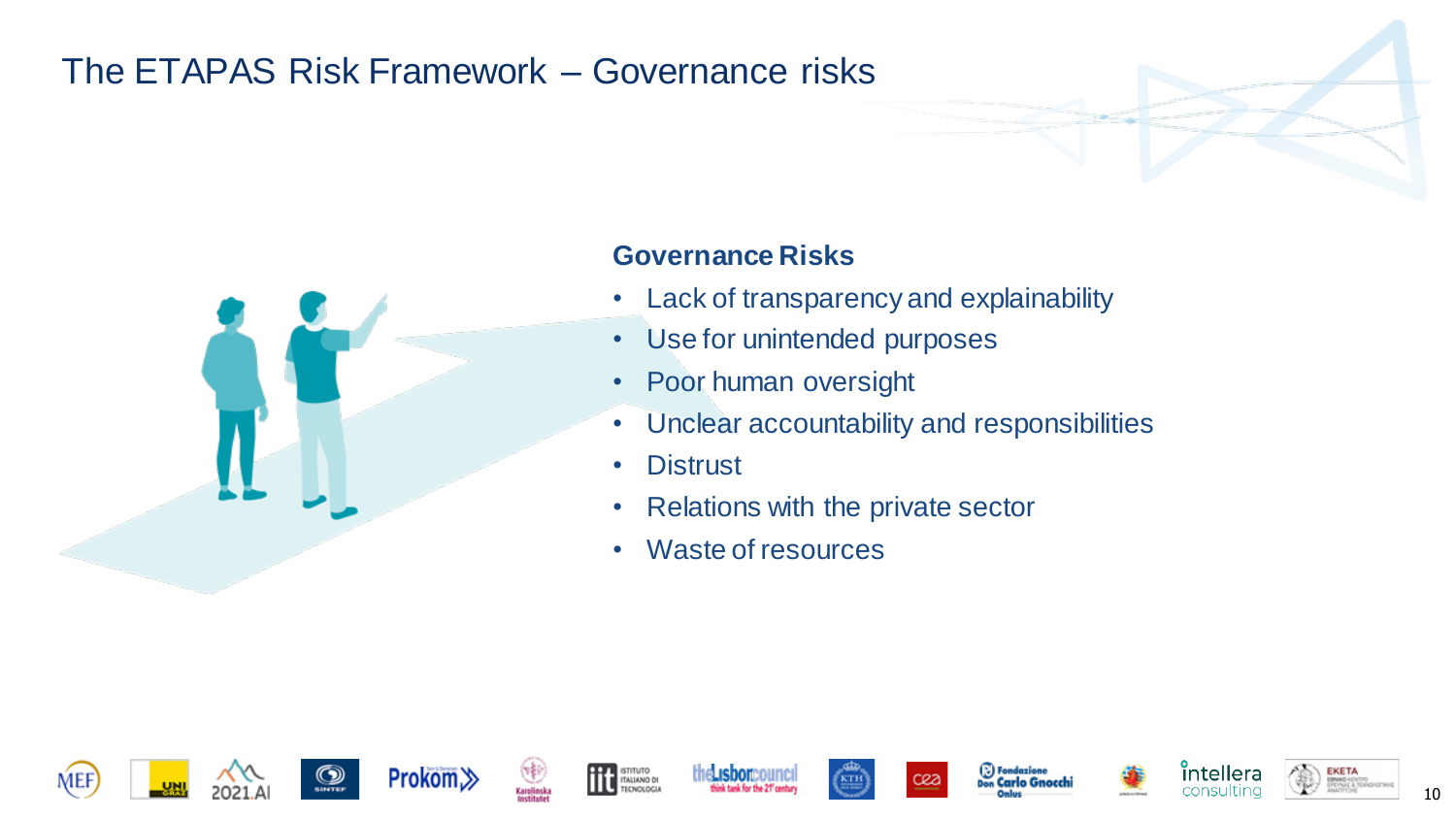# The ETAPAS Risk Framework – Governance risks

## Governance Risks

- Lack of transparency and explainability
- Use for unintended purposes
- Poor human oversight
- Unclear accountability and responsibilities
- Distrust
- Relations with the private sector
- Waste of resources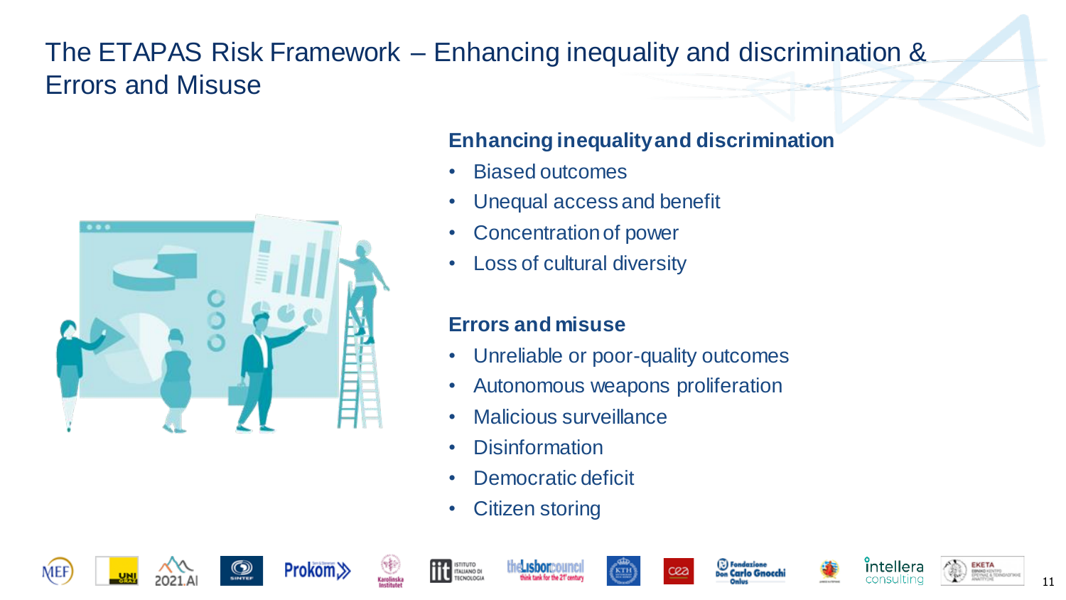# The ETAPAS Risk Framework – Enhancing inequality and discrimination & Errors and Misuse

**Enhancing inequality and discrimination**

- Biased outcomes
- Unequal access and benefit
- Concentration of power
- Loss of cultural diversity

**Errors and misuse**

- Unreliable or poor-quality outcomes
- Autonomous weapons proliferation
- Malicious surveillance
- Disinformation
- Democratic deficit
- Citizen storing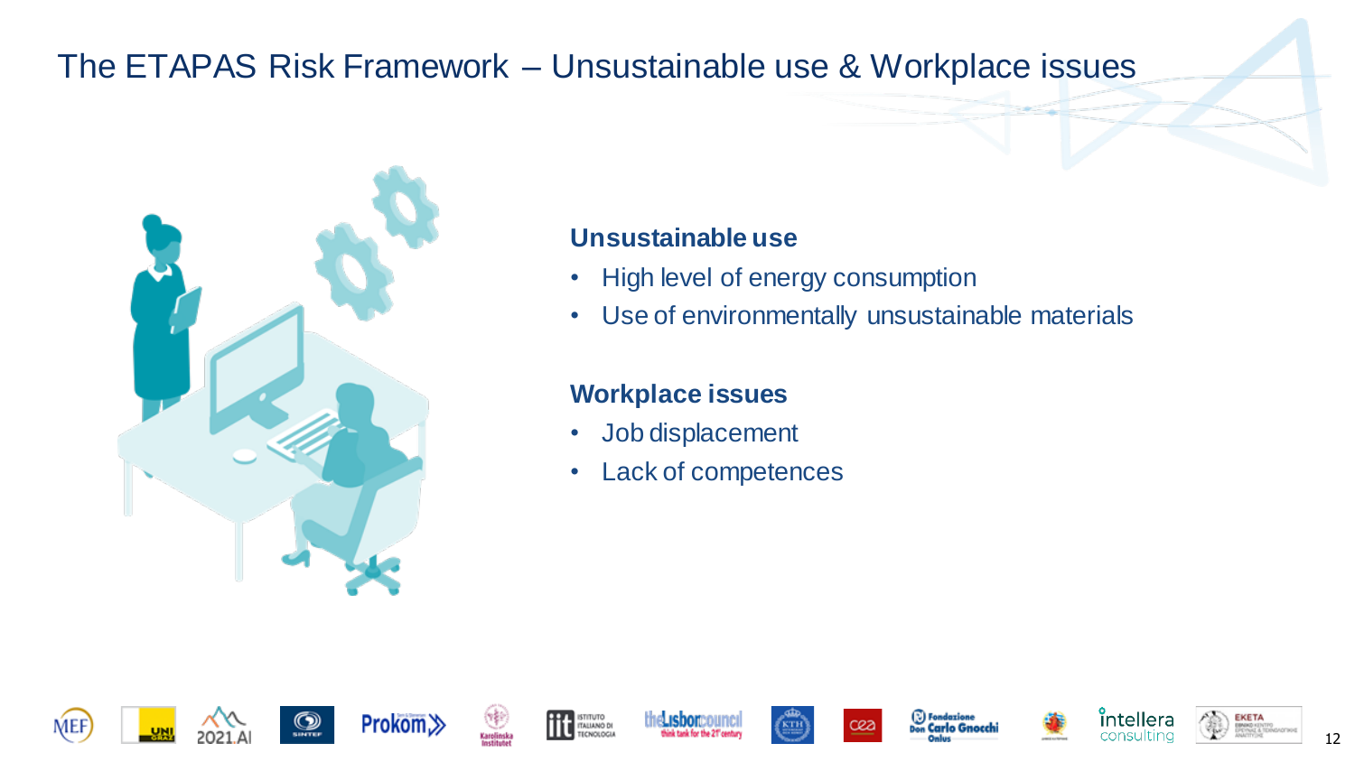# The ETAPAS Risk Framework – Unsustainable use & Workplace issues

**Unsustainable use**

- High level of energy consumption
- Use of environmentally unsustainable materials

**Workplace issues**

- Job displacement
- Lack of competences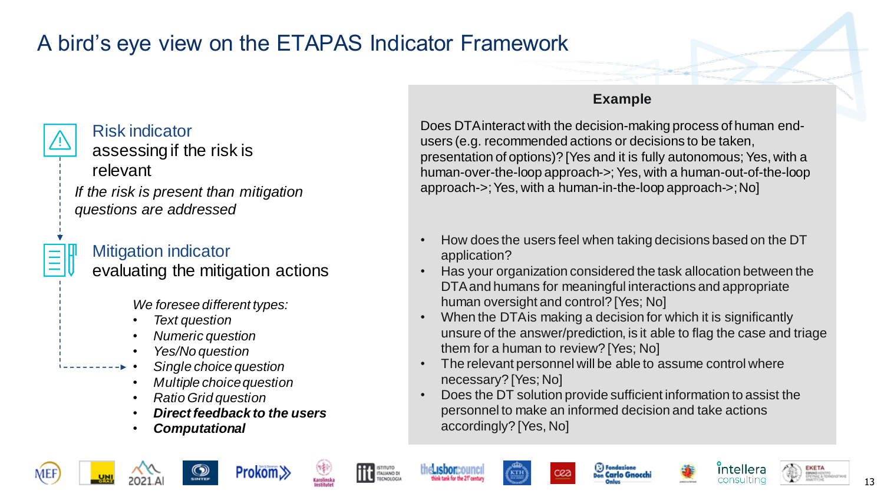# A bird's eye view on the ETAPAS Indicator Framework

## Risk indicator
assessing if the risk is relevant

*If the risk is present than mitigation questions are addressed*

## Mitigation indicator
evaluating the mitigation actions

*We foresee different types:*

- *Text question*
- *Numeric question*
- *Yes/No question*
- *Single choice question*
- *Multiple choice question*
- *Ratio Grid question*
- ***Direct feedback to the users***
- ***Computational***

### Example

Does DTA interact with the decision-making process of human end-users (e.g. recommended actions or decisions to be taken, presentation of options)? [Yes and it is fully autonomous; Yes, with a human-over-the-loop approach->; Yes, with a human-out-of-the-loop approach->; Yes, with a human-in-the-loop approach->; No]

- How does the users feel when taking decisions based on the DT application?
- Has your organization considered the task allocation between the DTA and humans for meaningful interactions and appropriate human oversight and control? [Yes; No]
- When the DTA is making a decision for which it is significantly unsure of the answer/prediction, is it able to flag the case and triage them for a human to review? [Yes; No]
- The relevant personnel will be able to assume control where necessary? [Yes; No]
- Does the DT solution provide sufficient information to assist the personnel to make an informed decision and take actions accordingly? [Yes, No]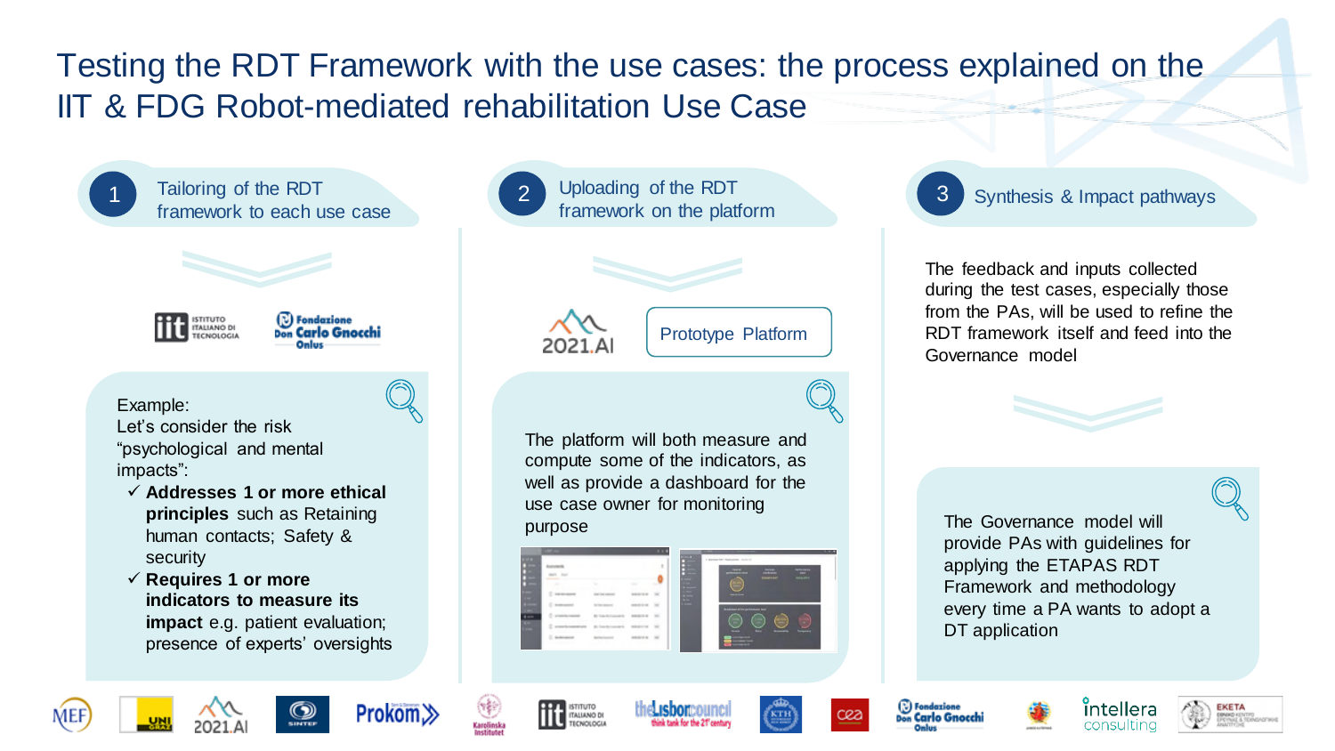# Testing the RDT Framework with the use cases: the process explained on the IIT & FDG Robot-mediated rehabilitation Use Case

## 1 Tailoring of the RDT framework to each use case

Example:
Let's consider the risk "psychological and mental impacts":

- ✓ **Addresses 1 or more ethical principles** such as Retaining human contacts; Safety & security
- ✓ **Requires 1 or more indicators to measure its impact** e.g. patient evaluation; presence of experts' oversights

## 2 Uploading of the RDT framework on the platform

Prototype Platform

The platform will both measure and compute some of the indicators, as well as provide a dashboard for the use case owner for monitoring purpose

## 3 Synthesis & Impact pathways

The feedback and inputs collected during the test cases, especially those from the PAs, will be used to refine the RDT framework itself and feed into the Governance model

The Governance model will provide PAs with guidelines for applying the ETAPAS RDT Framework and methodology every time a PA wants to adopt a DT application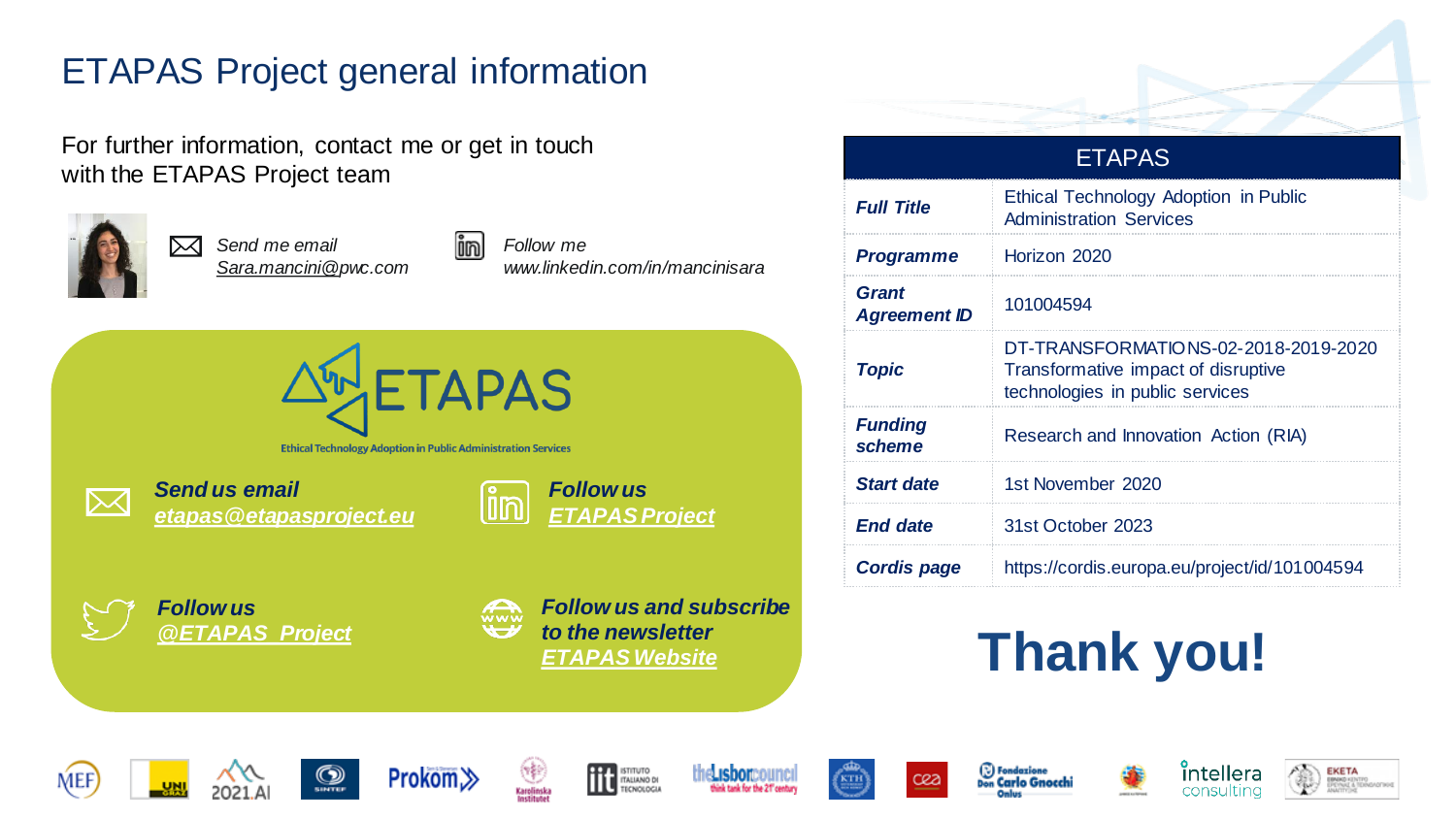# ETAPAS Project general information

For further information, contact me or get in touch with the ETAPAS Project team

*Send me email*
*Sara.mancini@pwc.com*

*Follow me*
*www.linkedin.com/in/mancinisara*

ETAPAS

Ethical Technology Adoption in Public Administration Services

***Send us email***
***etapas@etapasproject.eu***

***Follow us***
***ETAPAS Project***

***Follow us***
***@ETAPAS_Project***

***Follow us and subscribe to the newsletter***
***ETAPAS Website***

| ETAPAS | |
|---|---|
| ***Full Title*** | Ethical Technology Adoption in Public Administration Services |
| ***Programme*** | Horizon 2020 |
| ***Grant Agreement ID*** | 101004594 |
| ***Topic*** | DT-TRANSFORMATIONS-02-2018-2019-2020 Transformative impact of disruptive technologies in public services |
| ***Funding scheme*** | Research and Innovation Action (RIA) |
| ***Start date*** | 1st November 2020 |
| ***End date*** | 31st October 2023 |
| ***Cordis page*** | https://cordis.europa.eu/project/id/101004594 |

**Thank you!**